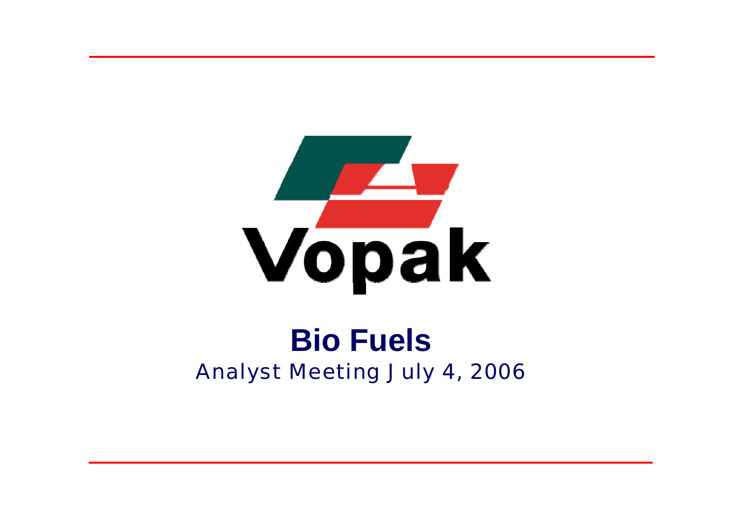Vopak

# Bio Fuels

Analyst Meeting July 4, 2006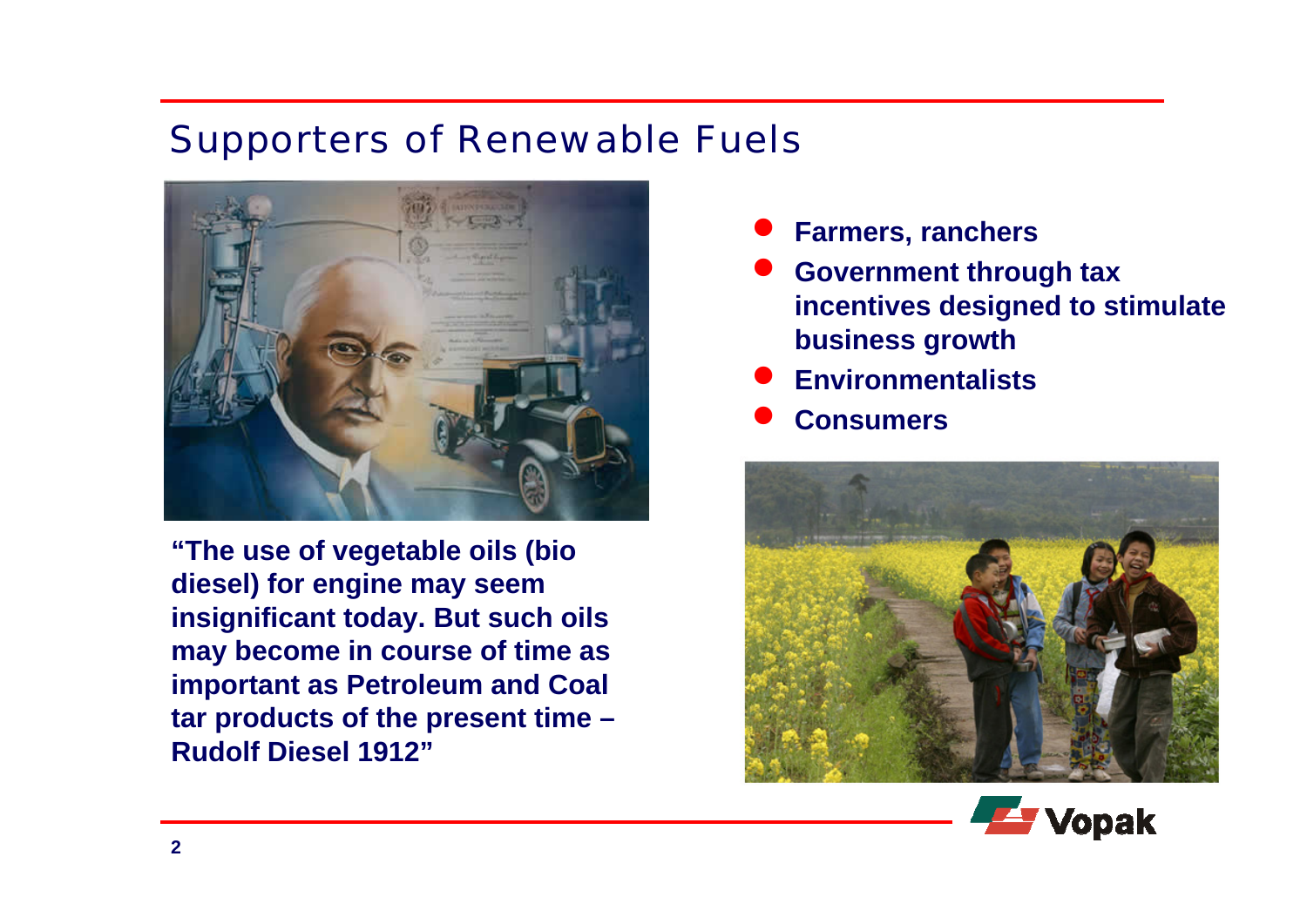# Supporters of Renewable Fuels

**"The use of vegetable oils (bio diesel) for engine may seem insignificant today. But such oils may become in course of time as important as Petroleum and Coal tar products of the present time – Rudolf Diesel 1912"**

- **Farmers, ranchers**
- **Government through tax incentives designed to stimulate business growth**
- **Environmentalists**
- **Consumers**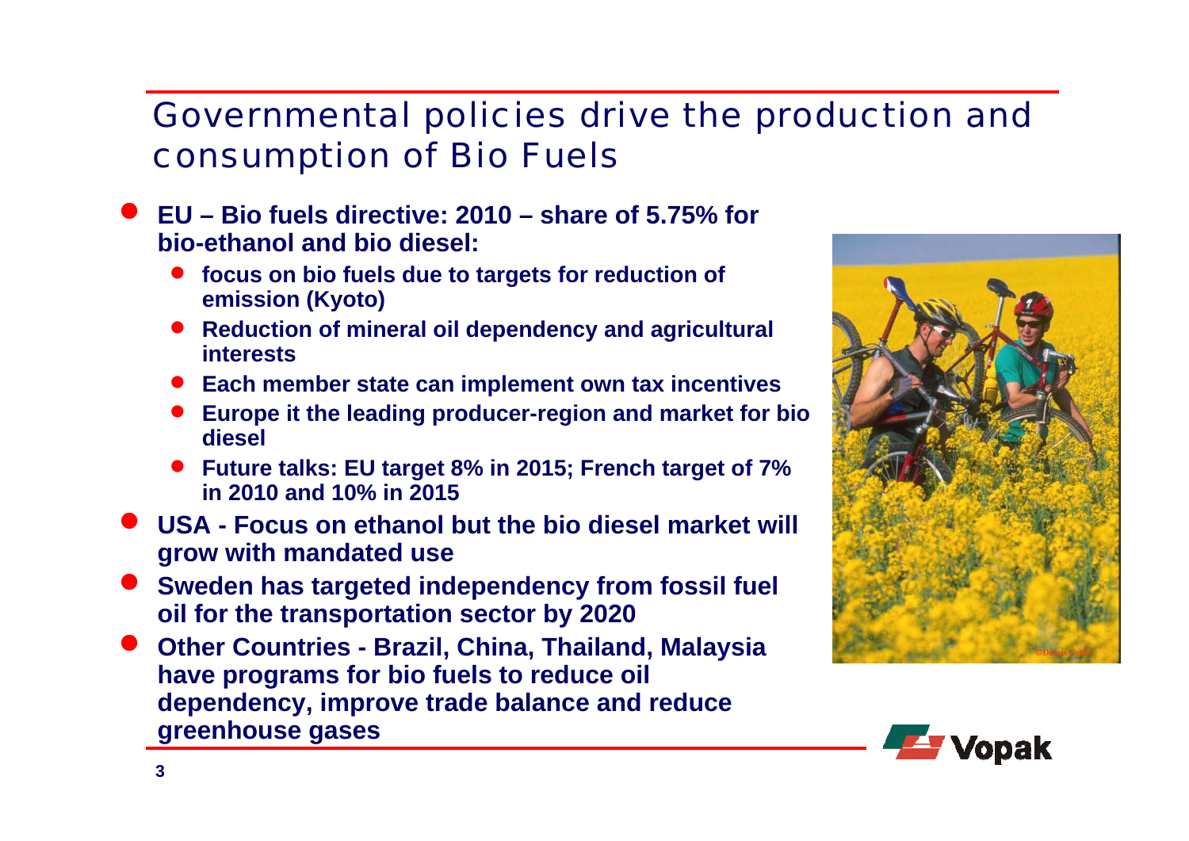# Governmental policies drive the production and consumption of Bio Fuels

- **EU – Bio fuels directive: 2010 – share of 5.75% for bio-ethanol and bio diesel:**
  - **focus on bio fuels due to targets for reduction of emission (Kyoto)**
  - **Reduction of mineral oil dependency and agricultural interests**
  - **Each member state can implement own tax incentives**
  - **Europe it the leading producer-region and market for bio diesel**
  - **Future talks: EU target 8% in 2015; French target of 7% in 2010 and 10% in 2015**
- **USA - Focus on ethanol but the bio diesel market will grow with mandated use**
- **Sweden has targeted independency from fossil fuel oil for the transportation sector by 2020**
- **Other Countries - Brazil, China, Thailand, Malaysia have programs for bio fuels to reduce oil dependency, improve trade balance and reduce greenhouse gases**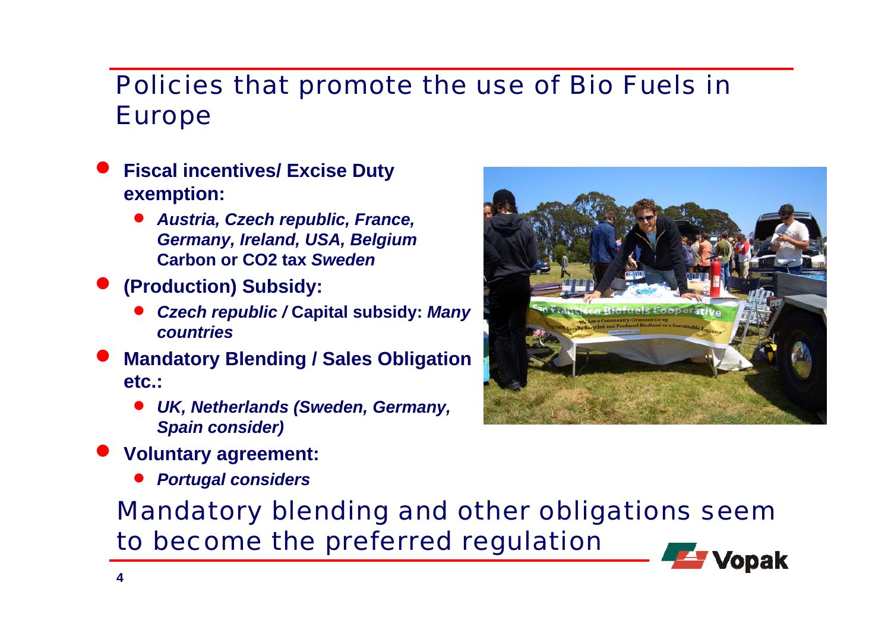# Policies that promote the use of Bio Fuels in Europe

- **Fiscal incentives/ Excise Duty exemption:**
  - ***Austria, Czech republic, France, Germany, Ireland, USA, Belgium*** **Carbon or CO2 tax** ***Sweden***
- **(Production) Subsidy:**
  - ***Czech republic*** **/ Capital subsidy:** ***Many countries***
- **Mandatory Blending / Sales Obligation etc.:**
  - ***UK, Netherlands (Sweden, Germany, Spain consider)***
- **Voluntary agreement:**
  - ***Portugal considers***

Mandatory blending and other obligations seem to become the preferred regulation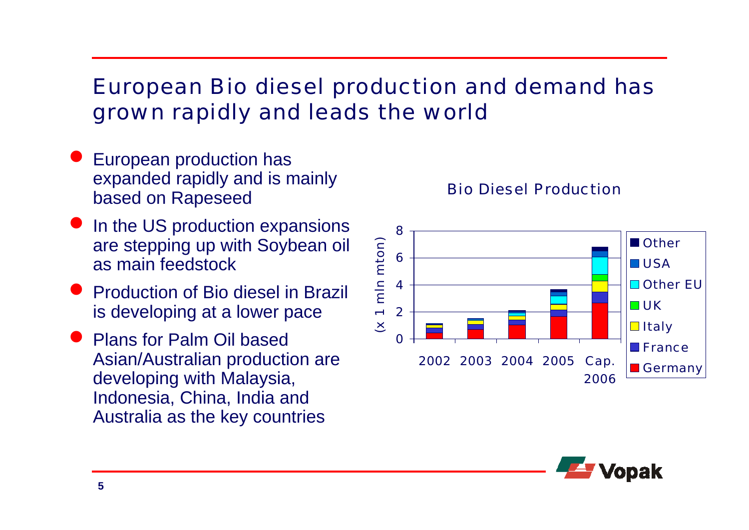# European Bio diesel production and demand has grown rapidly and leads the world

- European production has expanded rapidly and is mainly based on Rapeseed
- In the US production expansions are stepping up with Soybean oil as main feedstock
- Production of Bio diesel in Brazil is developing at a lower pace
- Plans for Palm Oil based Asian/Australian production are developing with Malaysia, Indonesia, China, India and Australia as the key countries

Bio Diesel Production

(x 1 mln mton)

2002 2003 2004 2005 Cap. 2006

Other, USA, Other EU, UK, Italy, France, Germany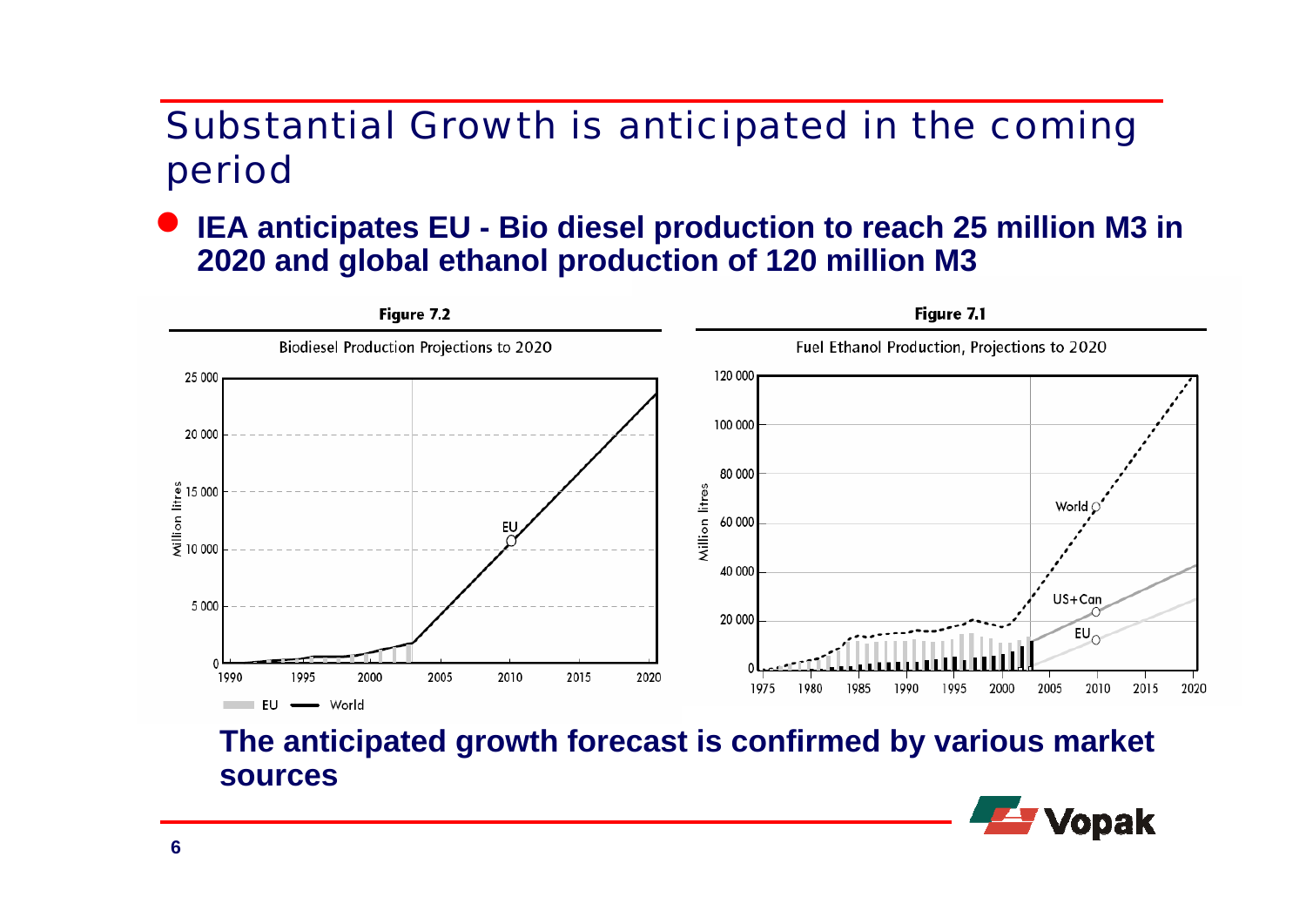# Substantial Growth is anticipated in the coming period

- **IEA anticipates EU - Bio diesel production to reach 25 million M3 in 2020 and global ethanol production of 120 million M3**

**Figure 7.2**

Biodiesel Production Projections to 2020

**Figure 7.1**

Fuel Ethanol Production, Projections to 2020

**The anticipated growth forecast is confirmed by various market sources**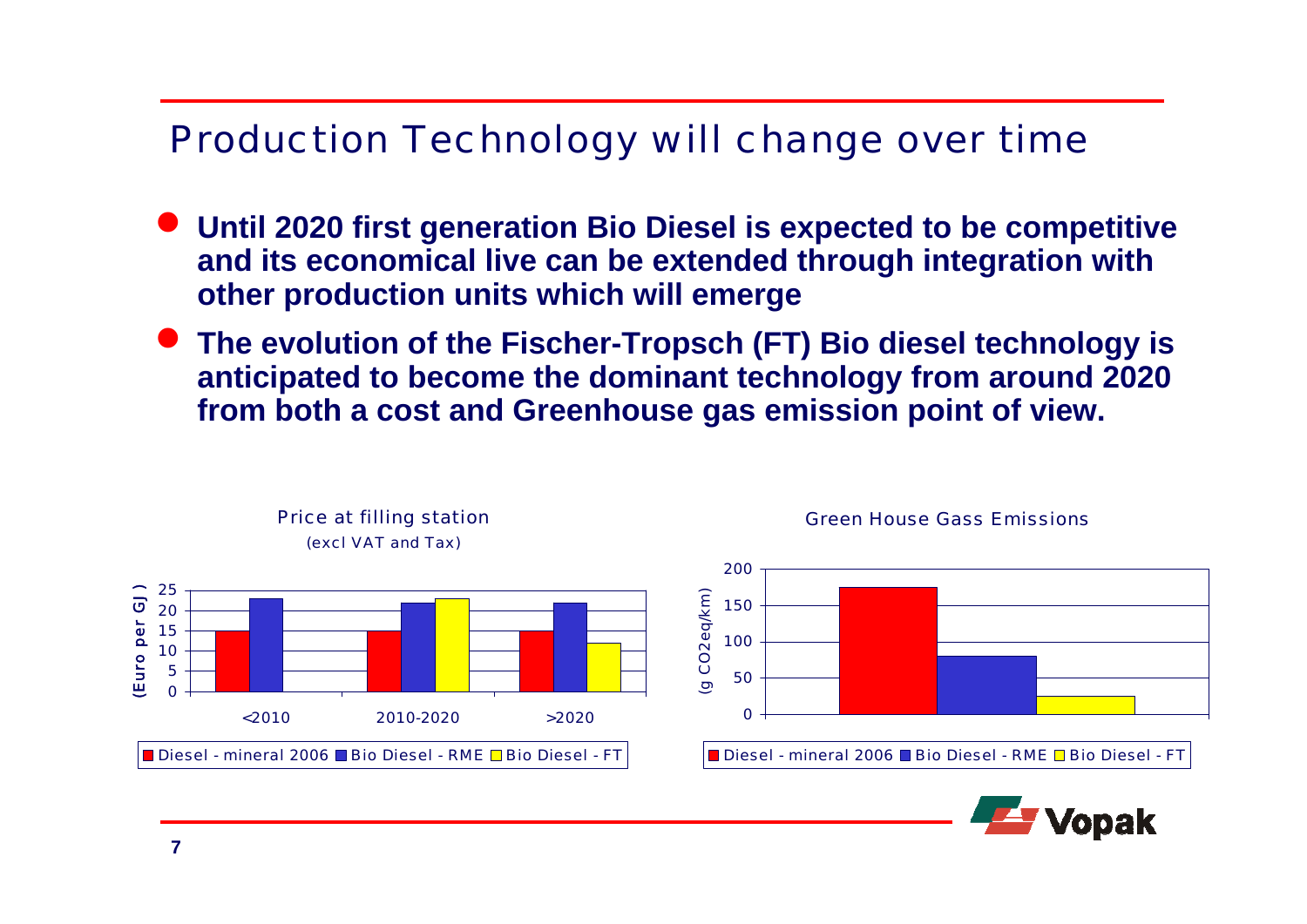# Production Technology will change over time

- **Until 2020 first generation Bio Diesel is expected to be competitive and its economical live can be extended through integration with other production units which will emerge**
- **The evolution of the Fischer-Tropsch (FT) Bio diesel technology is anticipated to become the dominant technology from around 2020 from both a cost and Greenhouse gas emission point of view.**

**Price at filling station (excl VAT and Tax)**

| (Euro per GJ) | Diesel - mineral 2006 | Bio Diesel - RME | Bio Diesel - FT |
|---|---|---|---|
| <2010 | 15 | 23 | |
| 2010-2020 | 15 | 22 | 23 |
| >2020 | 15 | 22 | 12 |

**Green House Gass Emissions**

| (g CO2eq/km) | Diesel - mineral 2006 | Bio Diesel - RME | Bio Diesel - FT |
|---|---|---|---|
| Emissions | 175 | 80 | 25 |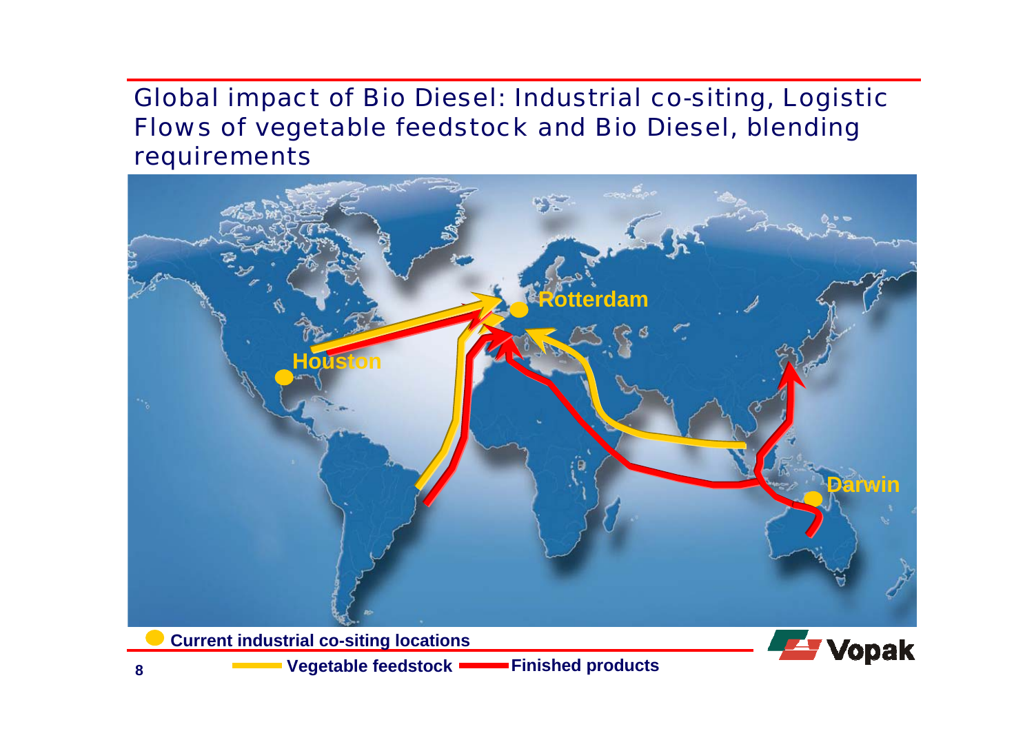# Global impact of Bio Diesel: Industrial co-siting, Logistic Flows of vegetable feedstock and Bio Diesel, blending requirements

Rotterdam

Houston

Darwin

Current industrial co-siting locations

Vegetable feedstock

Finished products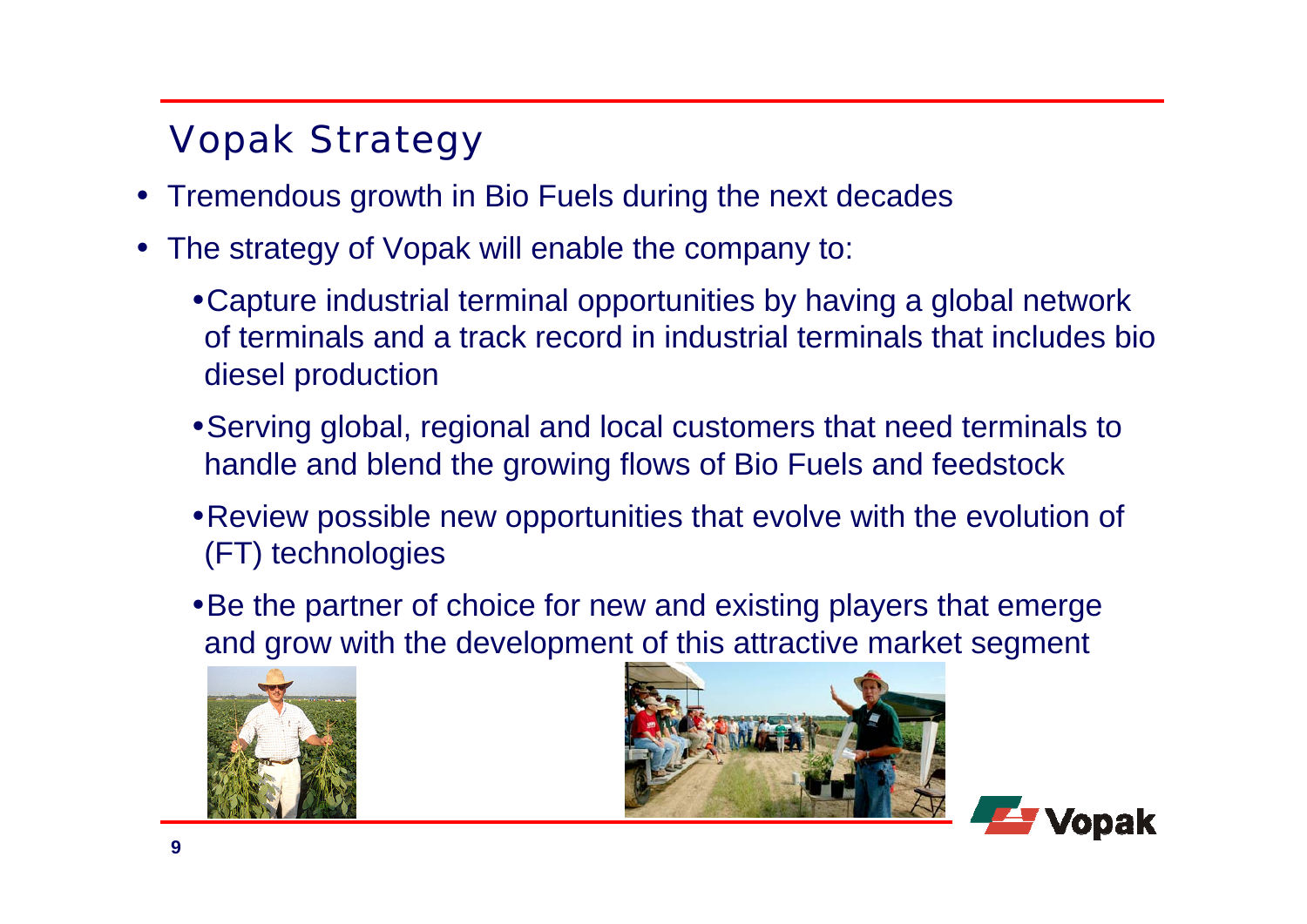# Vopak Strategy

- Tremendous growth in Bio Fuels during the next decades
- The strategy of Vopak will enable the company to:
  - Capture industrial terminal opportunities by having a global network of terminals and a track record in industrial terminals that includes bio diesel production
  - Serving global, regional and local customers that need terminals to handle and blend the growing flows of Bio Fuels and feedstock
  - Review possible new opportunities that evolve with the evolution of (FT) technologies
  - Be the partner of choice for new and existing players that emerge and grow with the development of this attractive market segment